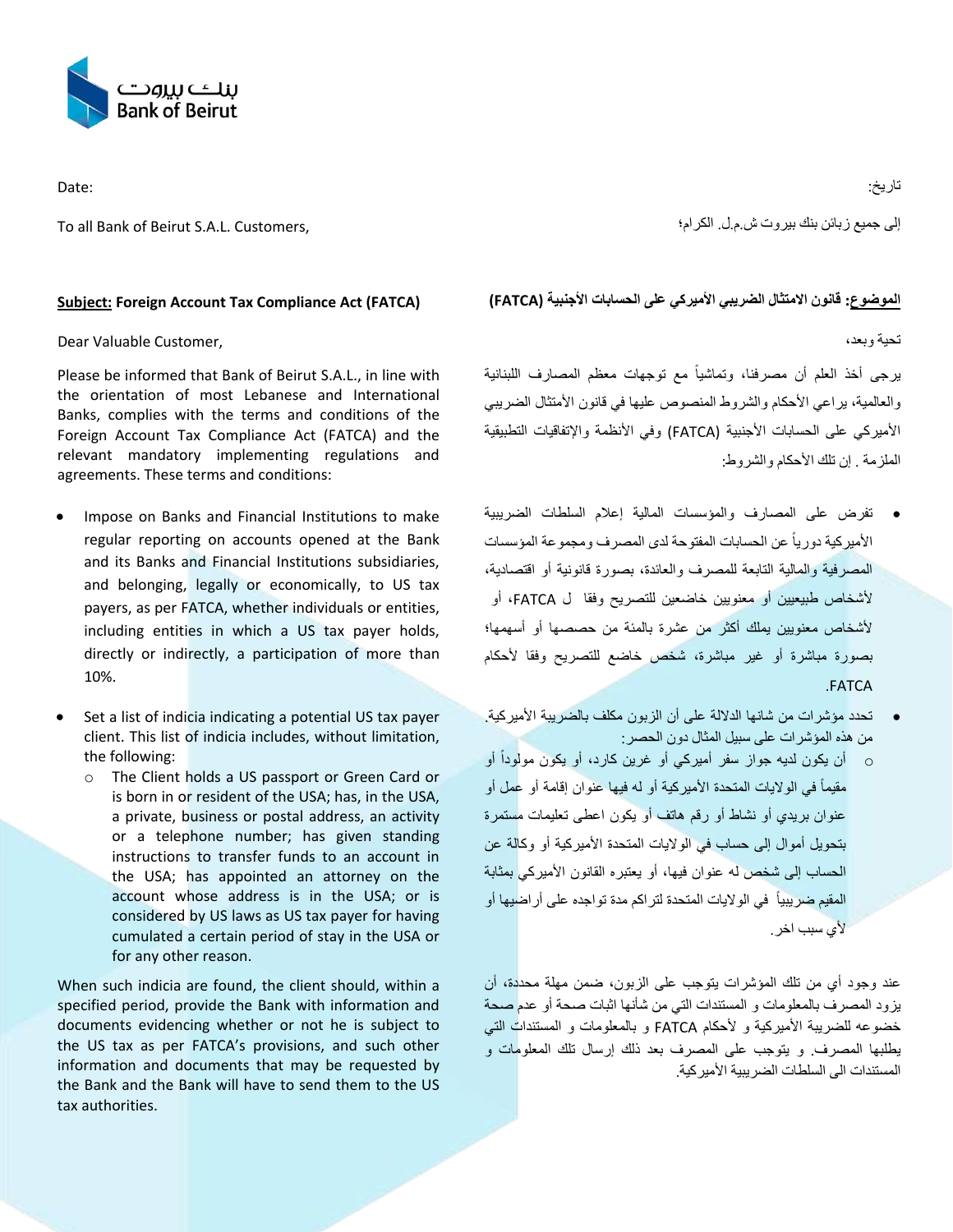Bank of Beirut

Date:

To all Bank of Beirut S.A.L. Customers,

**Subject: Foreign Account Tax Compliance Act (FATCA)**

Dear Valuable Customer,

Please be informed that Bank of Beirut S.A.L., in line with the orientation of most Lebanese and International Banks, complies with the terms and conditions of the Foreign Account Tax Compliance Act (FATCA) and the relevant mandatory implementing regulations and agreements. These terms and conditions:

- Impose on Banks and Financial Institutions to make regular reporting on accounts opened at the Bank and its Banks and Financial Institutions subsidiaries, and belonging, legally or economically, to US tax payers, as per FATCA, whether individuals or entities, including entities in which a US tax payer holds, directly or indirectly, a participation of more than 10%.
- Set a list of indicia indicating a potential US tax payer client. This list of indicia includes, without limitation, the following:
  - The Client holds a US passport or Green Card or is born in or resident of the USA; has, in the USA, a private, business or postal address, an activity or a telephone number; has given standing instructions to transfer funds to an account in the USA; has appointed an attorney on the account whose address is in the USA; or is considered by US laws as US tax payer for having cumulated a certain period of stay in the USA or for any other reason.

When such indicia are found, the client should, within a specified period, provide the Bank with information and documents evidencing whether or not he is subject to the US tax as per FATCA's provisions, and such other information and documents that may be requested by the Bank and the Bank will have to send them to the US tax authorities.

تاريخ:

إلى جميع زبائن بنك بيروت ش.م.ل. الكرام؛

**الموضوع: قانون الامتثال الضريبي الأميركي على الحسابات الأجنبية (FATCA)**

تحية وبعد،

يرجى أخذ العلم أن مصرفنا، وتماشياً مع توجهات معظم المصارف اللبنانية والعالمية، يراعي الأحكام والشروط المنصوص عليها في قانون الأمتثال الضريبي الأميركي على الحسابات الأجنبية (FATCA) وفي الأنظمة والإتفاقيات التطبيقية الملزمة . إن تلك الأحكام والشروط:

- تفرض على المصارف والمؤسسات المالية إعلام السلطات الضريبية الأميركية دورياً عن الحسابات المفتوحة لدى المصرف ومجموعة المؤسسات المصرفية والمالية التابعة للمصرف والعائدة، بصورة قانونية أو اقتصادية، لأشخاص طبيعيين أو معنويين خاضعين للتصريح وفقا لـ FATCA، أو لأشخاص معنويين يملك أكثر من عشرة بالمئة من حصصها أو أسهمها؛ بصورة مباشرة أو غير مباشرة، شخص خاضع للتصريح وفقا لأحكام FATCA.
- تحدد مؤشرات من شانها الدلالة على أن الزبون مكلف بالضريبة الأميركية. من هذه المؤشرات على سبيل المثال دون الحصر:
  - أن يكون لديه جواز سفر أميركي أو غرين كارد، أو يكون مولوداً أو مقيماً في الولايات المتحدة الأميركية أو له فيها عنوان إقامة أو عمل أو عنوان بريدي أو نشاط أو رقم هاتف أو يكون اعطى تعليمات مستمرة بتحويل أموال إلى حساب في الولايات المتحدة الأميركية أو وكالة عن الحساب إلى شخص له عنوان فيها، أو يعتبره القانون الأميركي بمثابة المقيم ضريبياً في الولايات المتحدة لتراكم مدة تواجده على أراضيها أو لأي سبب اخر.

عند وجود أي من تلك المؤشرات يتوجب على الزبون، ضمن مهلة محددة، أن يزود المصرف بالمعلومات و المستندات التي من شأنها اثبات صحة أو عدم صحة خضوعه للضريبة الأميركية و لأحكام FATCA و بالمعلومات و المستندات التي يطلبها المصرف. و يتوجب على المصرف بعد ذلك إرسال تلك المعلومات و المستندات الى السلطات الضريبية الأميركية.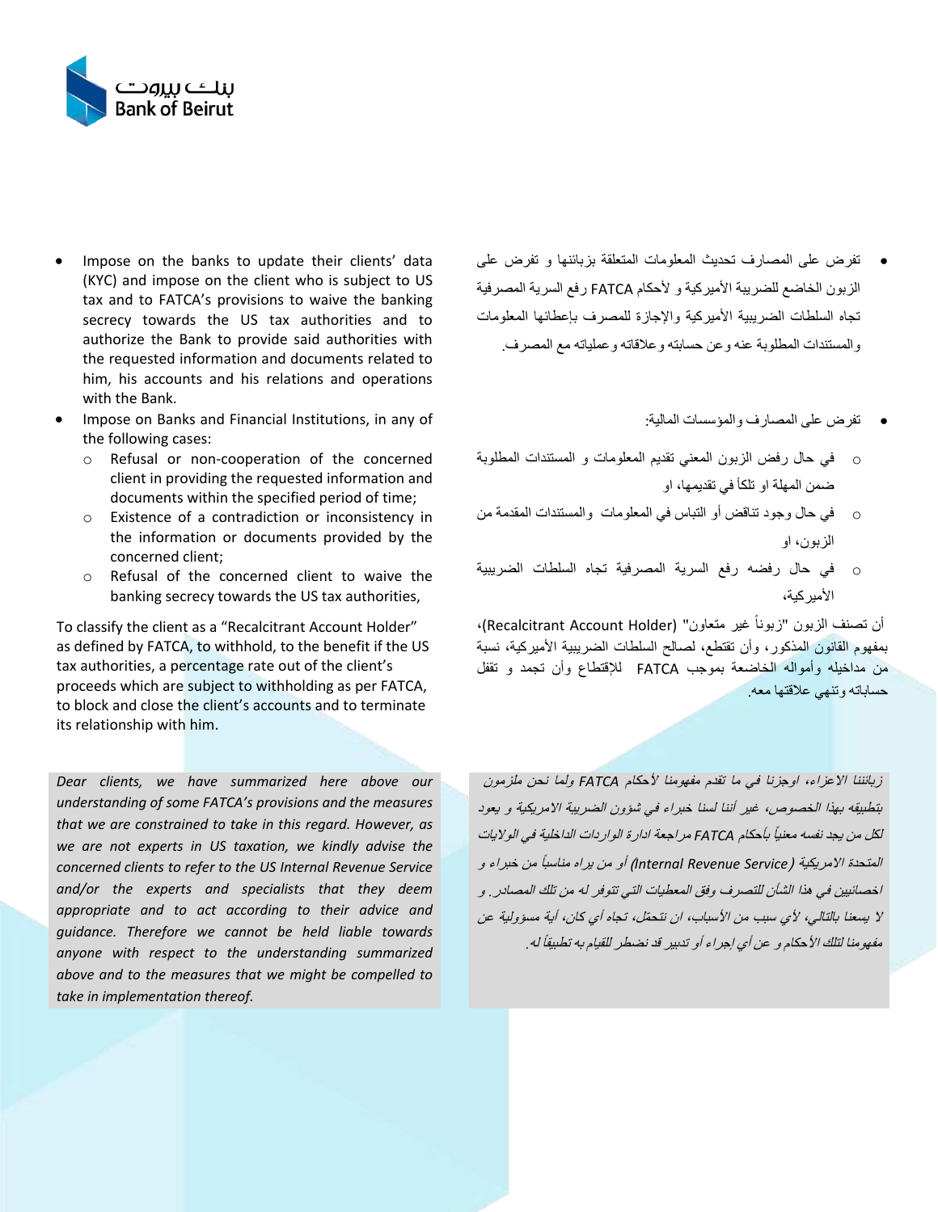- Impose on the banks to update their clients' data (KYC) and impose on the client who is subject to US tax and to FATCA's provisions to waive the banking secrecy towards the US tax authorities and to authorize the Bank to provide said authorities with the requested information and documents related to him, his accounts and his relations and operations with the Bank.
- Impose on Banks and Financial Institutions, in any of the following cases:
  - Refusal or non-cooperation of the concerned client in providing the requested information and documents within the specified period of time;
  - Existence of a contradiction or inconsistency in the information or documents provided by the concerned client;
  - Refusal of the concerned client to waive the banking secrecy towards the US tax authorities,

To classify the client as a "Recalcitrant Account Holder" as defined by FATCA, to withhold, to the benefit if the US tax authorities, a percentage rate out of the client's proceeds which are subject to withholding as per FATCA, to block and close the client's accounts and to terminate its relationship with him.

*Dear clients, we have summarized here above our understanding of some FATCA's provisions and the measures that we are constrained to take in this regard. However, as we are not experts in US taxation, we kindly advise the concerned clients to refer to the US Internal Revenue Service and/or the experts and specialists that they deem appropriate and to act according to their advice and guidance. Therefore we cannot be held liable towards anyone with respect to the understanding summarized above and to the measures that we might be compelled to take in implementation thereof.*

- تفرض على المصارف تحديث المعلومات المتعلقة بزبائنها و تفرض على الزبون الخاضع للضريبة الأميركية و لأحكام FATCA رفع السرية المصرفية تجاه السلطات الضريبية الأميركية والإجازة للمصرف بإعطائها المعلومات والمستندات المطلوبة عنه وعن حسابته وعلاقاته وعملياته مع المصرف.

- تفرض على المصارف والمؤسسات المالية:
  - في حال رفض الزبون المعني تقديم المعلومات و المستندات المطلوبة ضمن المهلة او تلكأ في تقديمها، او
  - في حال وجود تناقض أو التباس في المعلومات والمستندات المقدمة من الزبون، او
  - في حال رفضه رفع السرية المصرفية تجاه السلطات الضريبية الأميركية،

أن تصنف الزبون "زبوناً غير متعاون" (Recalcitrant Account Holder)، بمفهوم القانون المذكور، وأن تقتطع، لصالح السلطات الضريبية الأميركية، نسبة من مداخيله وأمواله الخاضعة بموجب FATCA للإقتطاع وأن تجمد و تقفل حساباته وتنهي علاقتها معه.

*زبائننا الاعزاء، اوجزنا في ما تقدم مفهومنا لأحكام FATCA ولما نحن ملزمون بتطبيقه بهذا الخصوص، غير أننا لسنا خبراء في شؤون الضريبة الامريكية و يعود لكل من يجد نفسه معنياً بأحكام FATCA مراجعة ادارة الواردات الداخلية في الولايات المتحدة الامريكية (Internal Revenue Service) أو من يراه مناسباً من خبراء و اخصائيين في هذا الشأن للتصرف وفق المعطيات التي تتوفر له من تلك المصادر. و لا يسعنا بالتالي، لأي سبب من الأسباب، ان نتحمّل، تجاه أي كان، أية مسؤولية عن مفهومنا لتلك الأحكام و عن أي إجراء أو تدبير قد نضطر للقيام به تطبيقاً له.*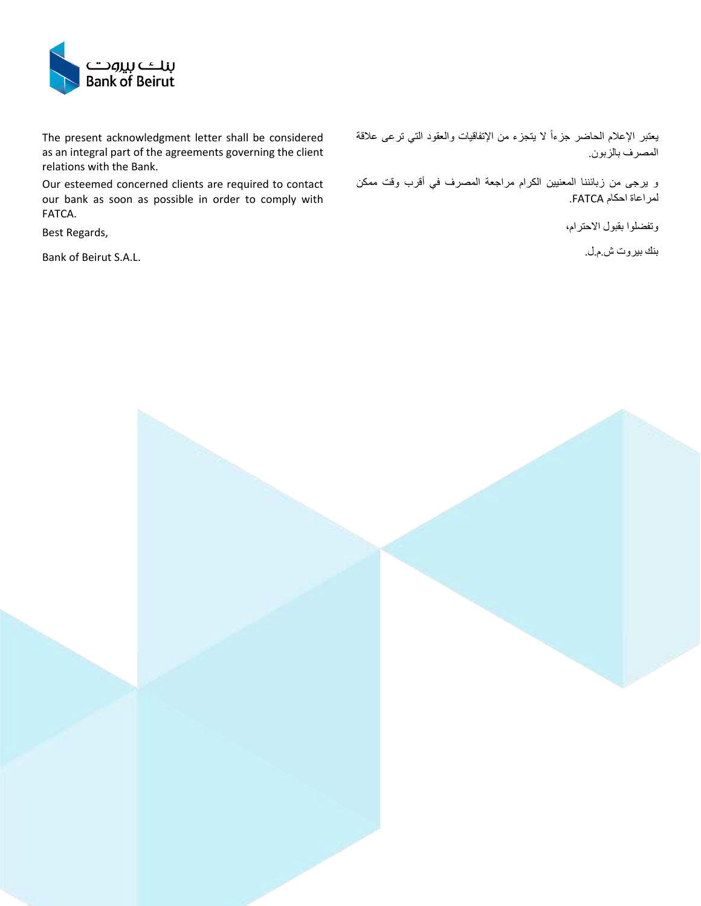The present acknowledgment letter shall be considered as an integral part of the agreements governing the client relations with the Bank.

Our esteemed concerned clients are required to contact our bank as soon as possible in order to comply with FATCA.

Best Regards,

Bank of Beirut S.A.L.

يعتبر الإعلام الحاضر جزءاً لا يتجزء من الإتفاقيات والعقود التي ترعى علاقة المصرف بالزبون.

و يرجى من زبائننا المعنيين الكرام مراجعة المصرف في أقرب وقت ممكن لمراعاة احكام FATCA.

وتفضلوا بقبول الاحترام،

بنك بيروت ش.م.ل.